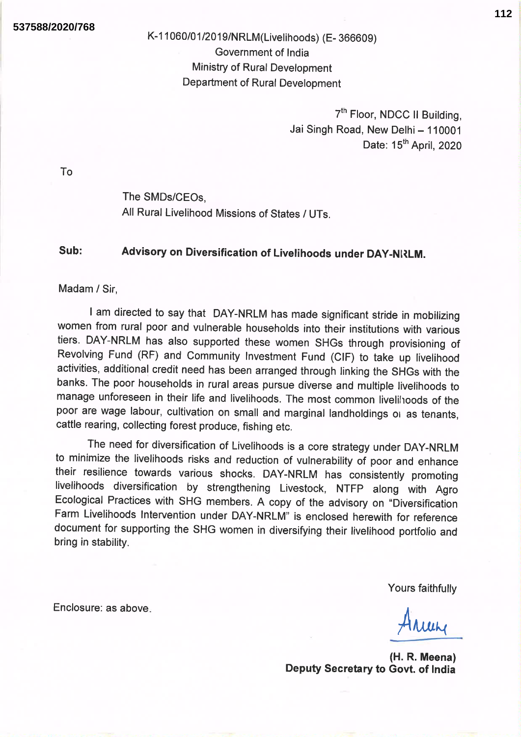537588/2020/768

K-11060/01/2019/NRLM(Livelihoods) (E- 366609)
Government of India
Ministry of Rural Development
Department of Rural Development

7th Floor, NDCC II Building,
Jai Singh Road, New Delhi – 110001
Date: 15th April, 2020

To

The SMDs/CEOs,
All Rural Livelihood Missions of States / UTs.

**Sub: Advisory on Diversification of Livelihoods under DAY-NRLM.**

Madam / Sir,

I am directed to say that DAY-NRLM has made significant stride in mobilizing women from rural poor and vulnerable households into their institutions with various tiers. DAY-NRLM has also supported these women SHGs through provisioning of Revolving Fund (RF) and Community Investment Fund (CIF) to take up livelihood activities, additional credit need has been arranged through linking the SHGs with the banks. The poor households in rural areas pursue diverse and multiple livelihoods to manage unforeseen in their life and livelihoods. The most common livelihoods of the poor are wage labour, cultivation on small and marginal landholdings or as tenants, cattle rearing, collecting forest produce, fishing etc.

The need for diversification of Livelihoods is a core strategy under DAY-NRLM to minimize the livelihoods risks and reduction of vulnerability of poor and enhance their resilience towards various shocks. DAY-NRLM has consistently promoting livelihoods diversification by strengthening Livestock, NTFP along with Agro Ecological Practices with SHG members. A copy of the advisory on "Diversification Farm Livelihoods Intervention under DAY-NRLM" is enclosed herewith for reference document for supporting the SHG women in diversifying their livelihood portfolio and bring in stability.

Yours faithfully

Enclosure: as above.

**(H. R. Meena)**
**Deputy Secretary to Govt. of India**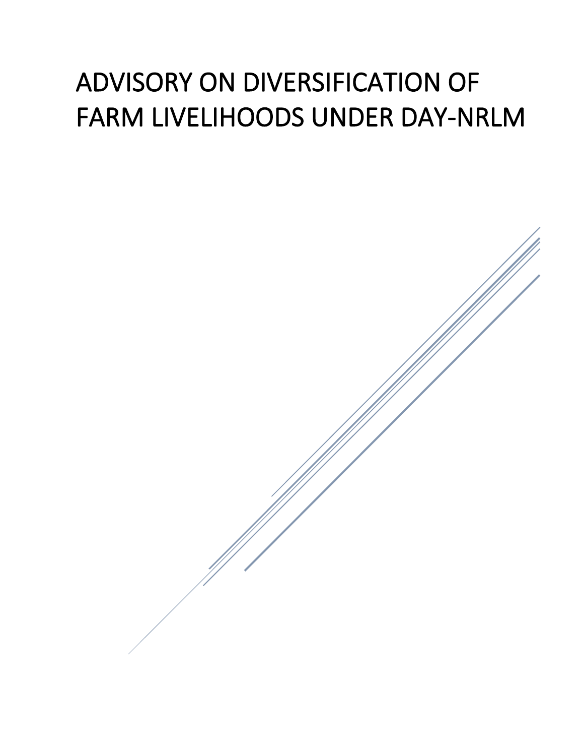# ADVISORY ON DIVERSIFICATION OF FARM LIVELIHOODS UNDER DAY-NRLM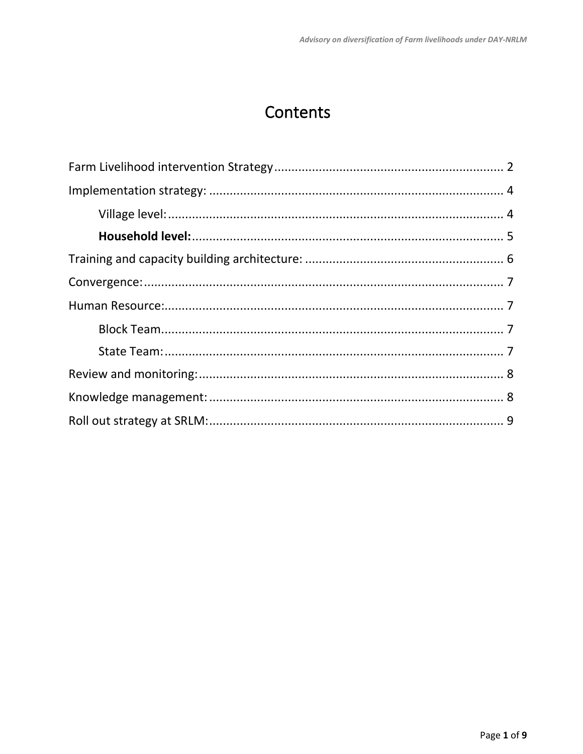# Contents

Farm Livelihood intervention Strategy .................................................................. 2

Implementation strategy: ...................................................................................... 4

- Village level: .................................................................................................. 4
- **Household level:** ........................................................................................... 5

Training and capacity building architecture: .......................................................... 6

Convergence: ........................................................................................................ 7

Human Resource: .................................................................................................. 7

- Block Team .................................................................................................... 7
- State Team: .................................................................................................... 7

Review and monitoring: ......................................................................................... 8

Knowledge management: ...................................................................................... 8

Roll out strategy at SRLM: ..................................................................................... 9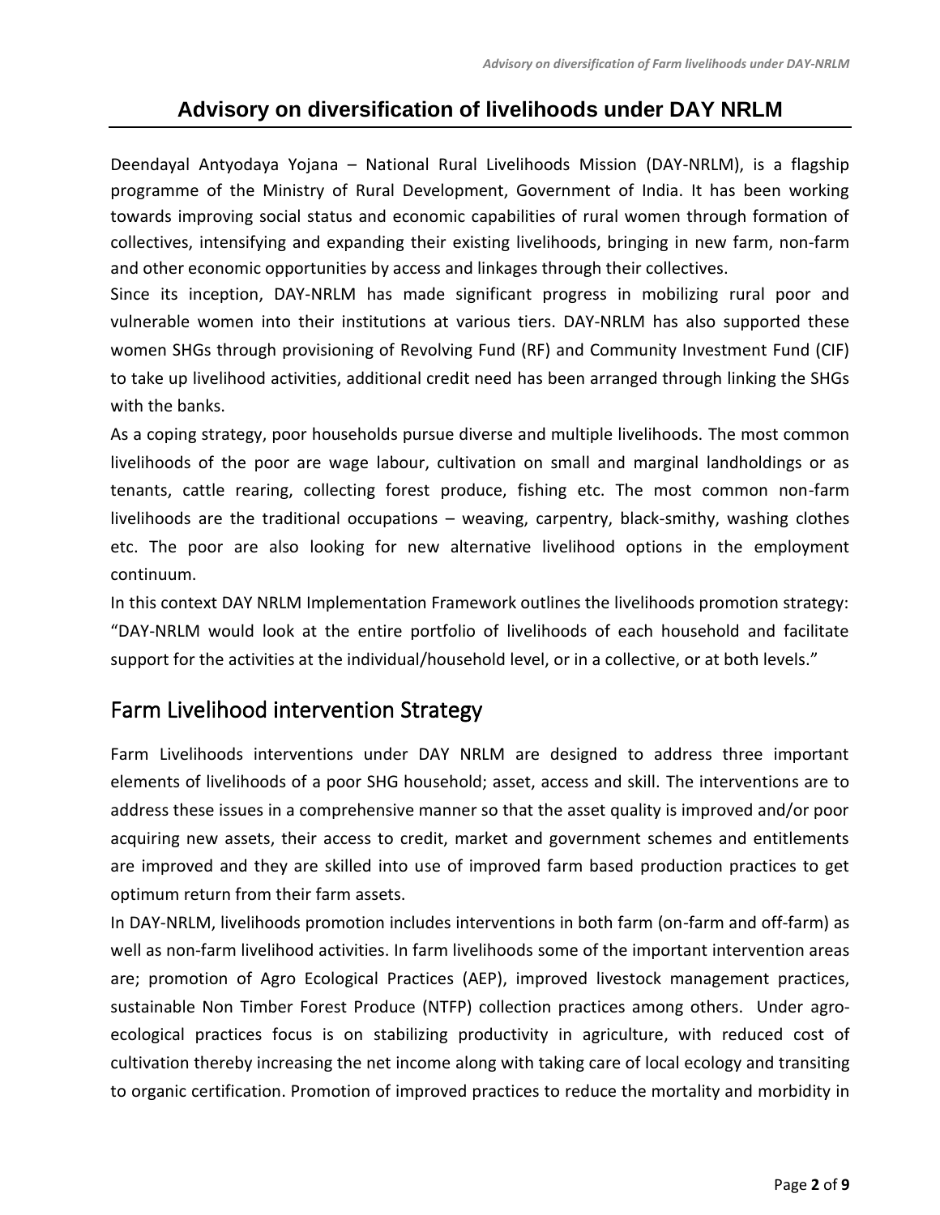# Advisory on diversification of livelihoods under DAY NRLM

Deendayal Antyodaya Yojana – National Rural Livelihoods Mission (DAY-NRLM), is a flagship programme of the Ministry of Rural Development, Government of India. It has been working towards improving social status and economic capabilities of rural women through formation of collectives, intensifying and expanding their existing livelihoods, bringing in new farm, non-farm and other economic opportunities by access and linkages through their collectives.

Since its inception, DAY-NRLM has made significant progress in mobilizing rural poor and vulnerable women into their institutions at various tiers. DAY-NRLM has also supported these women SHGs through provisioning of Revolving Fund (RF) and Community Investment Fund (CIF) to take up livelihood activities, additional credit need has been arranged through linking the SHGs with the banks.

As a coping strategy, poor households pursue diverse and multiple livelihoods. The most common livelihoods of the poor are wage labour, cultivation on small and marginal landholdings or as tenants, cattle rearing, collecting forest produce, fishing etc. The most common non-farm livelihoods are the traditional occupations – weaving, carpentry, black-smithy, washing clothes etc. The poor are also looking for new alternative livelihood options in the employment continuum.

In this context DAY NRLM Implementation Framework outlines the livelihoods promotion strategy: "DAY-NRLM would look at the entire portfolio of livelihoods of each household and facilitate support for the activities at the individual/household level, or in a collective, or at both levels."

## Farm Livelihood intervention Strategy

Farm Livelihoods interventions under DAY NRLM are designed to address three important elements of livelihoods of a poor SHG household; asset, access and skill. The interventions are to address these issues in a comprehensive manner so that the asset quality is improved and/or poor acquiring new assets, their access to credit, market and government schemes and entitlements are improved and they are skilled into use of improved farm based production practices to get optimum return from their farm assets.

In DAY-NRLM, livelihoods promotion includes interventions in both farm (on-farm and off-farm) as well as non-farm livelihood activities. In farm livelihoods some of the important intervention areas are; promotion of Agro Ecological Practices (AEP), improved livestock management practices, sustainable Non Timber Forest Produce (NTFP) collection practices among others. Under agro-ecological practices focus is on stabilizing productivity in agriculture, with reduced cost of cultivation thereby increasing the net income along with taking care of local ecology and transiting to organic certification. Promotion of improved practices to reduce the mortality and morbidity in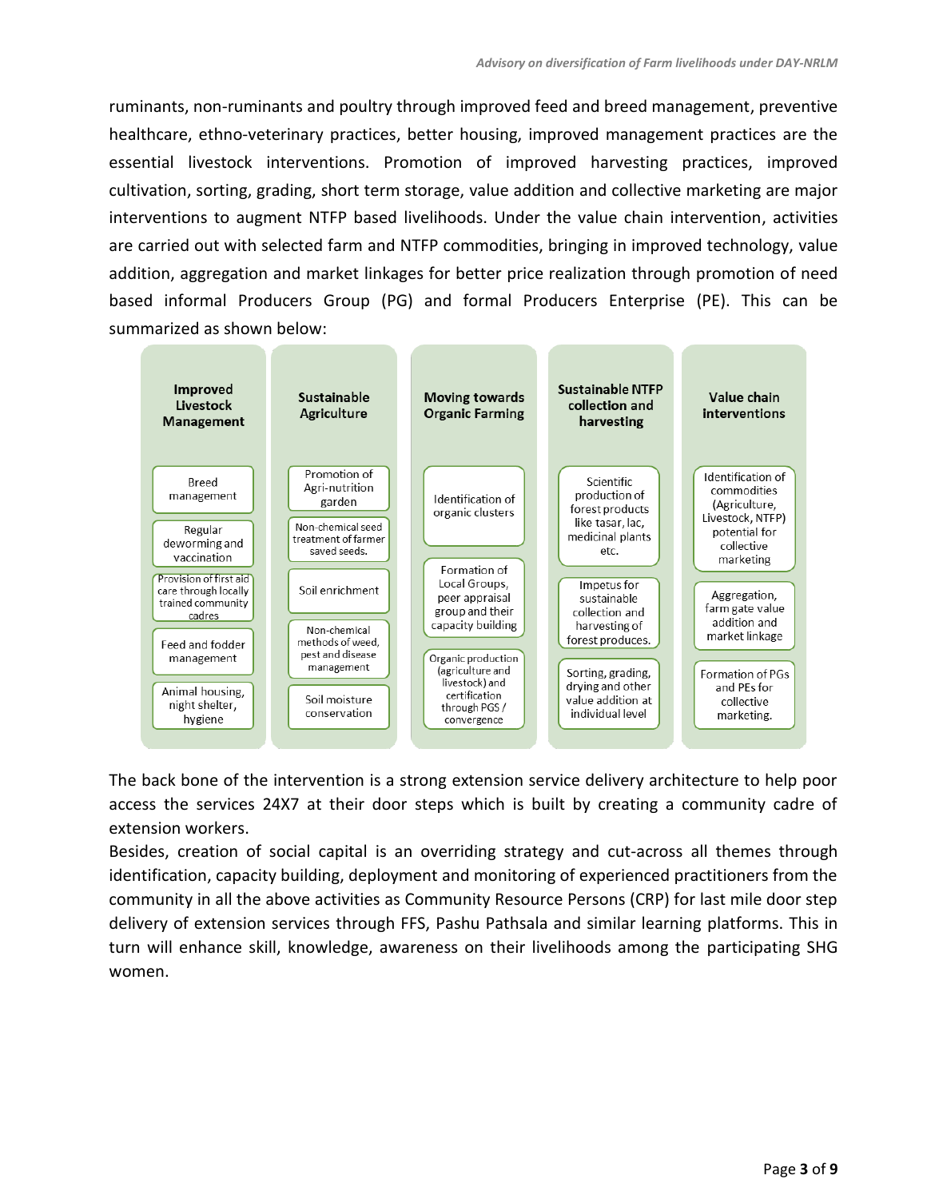ruminants, non-ruminants and poultry through improved feed and breed management, preventive healthcare, ethno-veterinary practices, better housing, improved management practices are the essential livestock interventions. Promotion of improved harvesting practices, improved cultivation, sorting, grading, short term storage, value addition and collective marketing are major interventions to augment NTFP based livelihoods. Under the value chain intervention, activities are carried out with selected farm and NTFP commodities, bringing in improved technology, value addition, aggregation and market linkages for better price realization through promotion of need based informal Producers Group (PG) and formal Producers Enterprise (PE). This can be summarized as shown below:

| Improved Livestock Management | Sustainable Agriculture | Moving towards Organic Farming | Sustainable NTFP collection and harvesting | Value chain interventions |
|---|---|---|---|---|
| Breed management | Promotion of Agri-nutrition garden | Identification of organic clusters | Scientific production of forest products like tasar, lac, medicinal plants etc. | Identification of commodities (Agriculture, Livestock, NTFP) potential for collective marketing |
| Regular deworming and vaccination | Non-chemical seed treatment of farmer saved seeds. | Formation of Local Groups, peer appraisal group and their capacity building | Impetus for sustainable collection and harvesting of forest produces. | Aggregation, farm gate value addition and market linkage |
| Provision of first aid care through locally trained community cadres | Soil enrichment | Organic production (agriculture and livestock) and certification through PGS / convergence | Sorting, grading, drying and other value addition at individual level | Formation of PGs and PEs for collective marketing. |
| Feed and fodder management | Non-chemical methods of weed, pest and disease management | | | |
| Animal housing, night shelter, hygiene | Soil moisture conservation | | | |

The back bone of the intervention is a strong extension service delivery architecture to help poor access the services 24X7 at their door steps which is built by creating a community cadre of extension workers.

Besides, creation of social capital is an overriding strategy and cut-across all themes through identification, capacity building, deployment and monitoring of experienced practitioners from the community in all the above activities as Community Resource Persons (CRP) for last mile door step delivery of extension services through FFS, Pashu Pathsala and similar learning platforms. This in turn will enhance skill, knowledge, awareness on their livelihoods among the participating SHG women.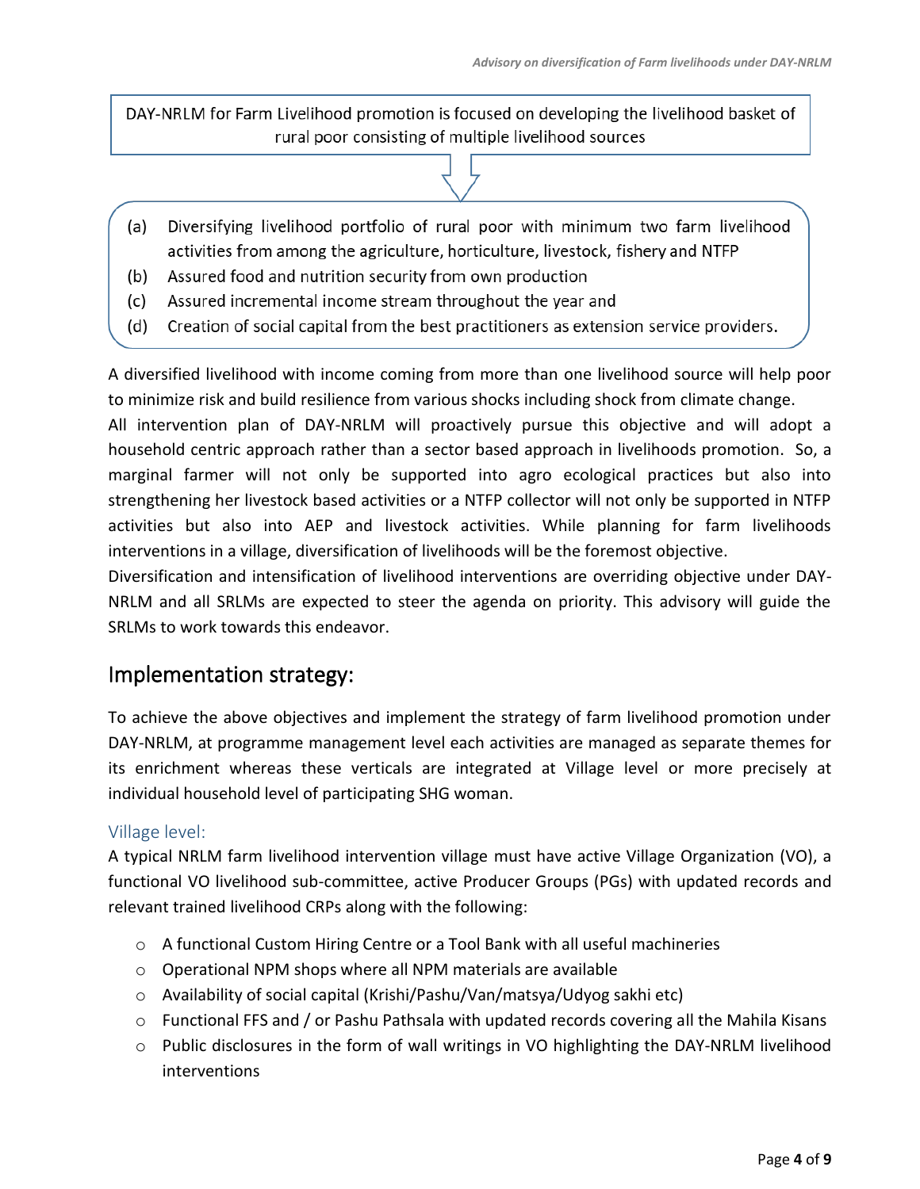DAY-NRLM for Farm Livelihood promotion is focused on developing the livelihood basket of rural poor consisting of multiple livelihood sources

(a) Diversifying livelihood portfolio of rural poor with minimum two farm livelihood activities from among the agriculture, horticulture, livestock, fishery and NTFP
(b) Assured food and nutrition security from own production
(c) Assured incremental income stream throughout the year and
(d) Creation of social capital from the best practitioners as extension service providers.

A diversified livelihood with income coming from more than one livelihood source will help poor to minimize risk and build resilience from various shocks including shock from climate change.

All intervention plan of DAY-NRLM will proactively pursue this objective and will adopt a household centric approach rather than a sector based approach in livelihoods promotion. So, a marginal farmer will not only be supported into agro ecological practices but also into strengthening her livestock based activities or a NTFP collector will not only be supported in NTFP activities but also into AEP and livestock activities. While planning for farm livelihoods interventions in a village, diversification of livelihoods will be the foremost objective.

Diversification and intensification of livelihood interventions are overriding objective under DAY-NRLM and all SRLMs are expected to steer the agenda on priority. This advisory will guide the SRLMs to work towards this endeavor.

## Implementation strategy:

To achieve the above objectives and implement the strategy of farm livelihood promotion under DAY-NRLM, at programme management level each activities are managed as separate themes for its enrichment whereas these verticals are integrated at Village level or more precisely at individual household level of participating SHG woman.

### Village level:

A typical NRLM farm livelihood intervention village must have active Village Organization (VO), a functional VO livelihood sub-committee, active Producer Groups (PGs) with updated records and relevant trained livelihood CRPs along with the following:

- A functional Custom Hiring Centre or a Tool Bank with all useful machineries
- Operational NPM shops where all NPM materials are available
- Availability of social capital (Krishi/Pashu/Van/matsya/Udyog sakhi etc)
- Functional FFS and / or Pashu Pathsala with updated records covering all the Mahila Kisans
- Public disclosures in the form of wall writings in VO highlighting the DAY-NRLM livelihood interventions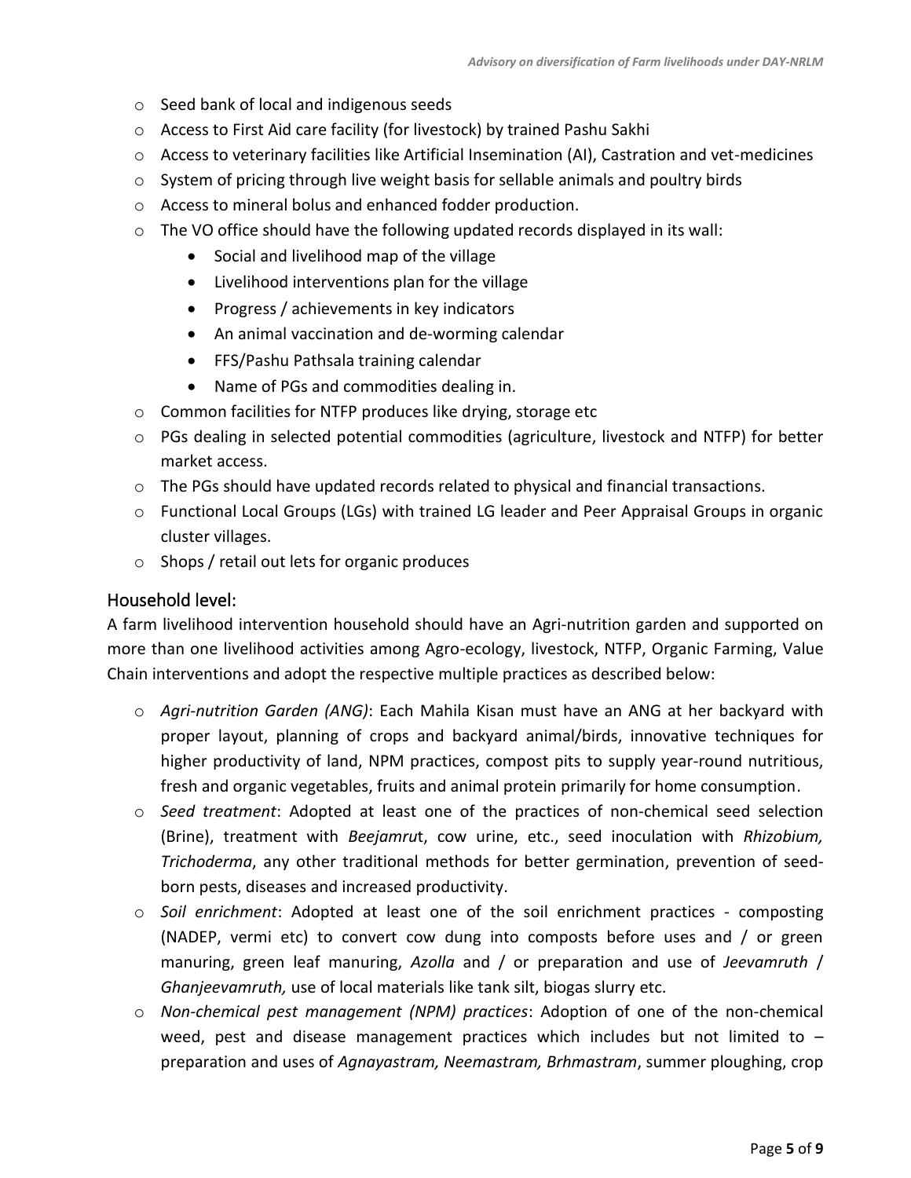- Seed bank of local and indigenous seeds
- Access to First Aid care facility (for livestock) by trained Pashu Sakhi
- Access to veterinary facilities like Artificial Insemination (AI), Castration and vet-medicines
- System of pricing through live weight basis for sellable animals and poultry birds
- Access to mineral bolus and enhanced fodder production.
- The VO office should have the following updated records displayed in its wall:
    - Social and livelihood map of the village
    - Livelihood interventions plan for the village
    - Progress / achievements in key indicators
    - An animal vaccination and de-worming calendar
    - FFS/Pashu Pathsala training calendar
    - Name of PGs and commodities dealing in.
- Common facilities for NTFP produces like drying, storage etc
- PGs dealing in selected potential commodities (agriculture, livestock and NTFP) for better market access.
- The PGs should have updated records related to physical and financial transactions.
- Functional Local Groups (LGs) with trained LG leader and Peer Appraisal Groups in organic cluster villages.
- Shops / retail out lets for organic produces

## Household level:

A farm livelihood intervention household should have an Agri-nutrition garden and supported on more than one livelihood activities among Agro-ecology, livestock, NTFP, Organic Farming, Value Chain interventions and adopt the respective multiple practices as described below:

- *Agri-nutrition Garden (ANG)*: Each Mahila Kisan must have an ANG at her backyard with proper layout, planning of crops and backyard animal/birds, innovative techniques for higher productivity of land, NPM practices, compost pits to supply year-round nutritious, fresh and organic vegetables, fruits and animal protein primarily for home consumption.
- *Seed treatment*: Adopted at least one of the practices of non-chemical seed selection (Brine), treatment with *Beejamrut*, cow urine, etc., seed inoculation with *Rhizobium, Trichoderma*, any other traditional methods for better germination, prevention of seed-born pests, diseases and increased productivity.
- *Soil enrichment*: Adopted at least one of the soil enrichment practices - composting (NADEP, vermi etc) to convert cow dung into composts before uses and / or green manuring, green leaf manuring, *Azolla* and / or preparation and use of *Jeevamruth* / *Ghanjeevamruth,* use of local materials like tank silt, biogas slurry etc.
- *Non-chemical pest management (NPM) practices*: Adoption of one of the non-chemical weed, pest and disease management practices which includes but not limited to – preparation and uses of *Agnayastram, Neemastram, Brhmastram*, summer ploughing, crop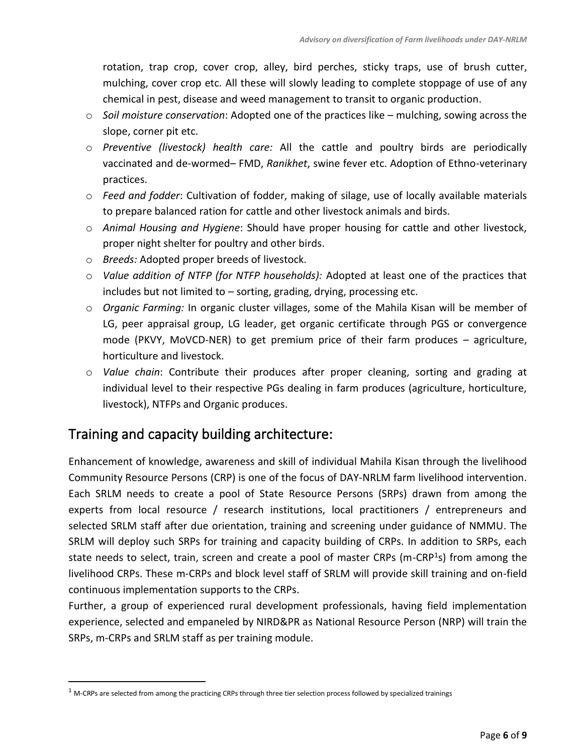rotation, trap crop, cover crop, alley, bird perches, sticky traps, use of brush cutter, mulching, cover crop etc. All these will slowly leading to complete stoppage of use of any chemical in pest, disease and weed management to transit to organic production.

- *Soil moisture conservation*: Adopted one of the practices like – mulching, sowing across the slope, corner pit etc.
- *Preventive (livestock) health care:* All the cattle and poultry birds are periodically vaccinated and de-wormed– FMD, *Ranikhet*, swine fever etc. Adoption of Ethno-veterinary practices.
- *Feed and fodder*: Cultivation of fodder, making of silage, use of locally available materials to prepare balanced ration for cattle and other livestock animals and birds.
- *Animal Housing and Hygiene*: Should have proper housing for cattle and other livestock, proper night shelter for poultry and other birds.
- *Breeds:* Adopted proper breeds of livestock.
- *Value addition of NTFP (for NTFP households):* Adopted at least one of the practices that includes but not limited to – sorting, grading, drying, processing etc.
- *Organic Farming:* In organic cluster villages, some of the Mahila Kisan will be member of LG, peer appraisal group, LG leader, get organic certificate through PGS or convergence mode (PKVY, MoVCD-NER) to get premium price of their farm produces – agriculture, horticulture and livestock.
- *Value chain*: Contribute their produces after proper cleaning, sorting and grading at individual level to their respective PGs dealing in farm produces (agriculture, horticulture, livestock), NTFPs and Organic produces.

## Training and capacity building architecture:

Enhancement of knowledge, awareness and skill of individual Mahila Kisan through the livelihood Community Resource Persons (CRP) is one of the focus of DAY-NRLM farm livelihood intervention. Each SRLM needs to create a pool of State Resource Persons (SRPs) drawn from among the experts from local resource / research institutions, local practitioners / entrepreneurs and selected SRLM staff after due orientation, training and screening under guidance of NMMU. The SRLM will deploy such SRPs for training and capacity building of CRPs. In addition to SRPs, each state needs to select, train, screen and create a pool of master CRPs (m-CRP[1]s) from among the livelihood CRPs. These m-CRPs and block level staff of SRLM will provide skill training and on-field continuous implementation supports to the CRPs.

Further, a group of experienced rural development professionals, having field implementation experience, selected and empaneled by NIRD&PR as National Resource Person (NRP) will train the SRPs, m-CRPs and SRLM staff as per training module.

[1] M-CRPs are selected from among the practicing CRPs through three tier selection process followed by specialized trainings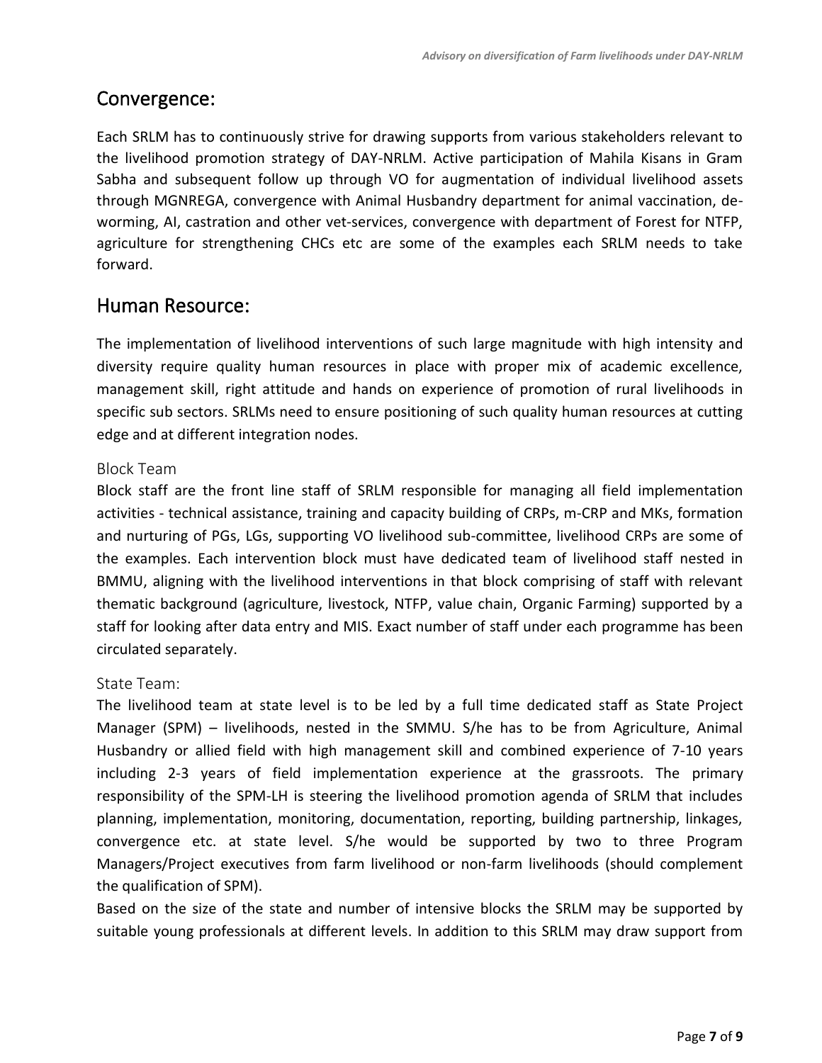## Convergence:

Each SRLM has to continuously strive for drawing supports from various stakeholders relevant to the livelihood promotion strategy of DAY-NRLM. Active participation of Mahila Kisans in Gram Sabha and subsequent follow up through VO for augmentation of individual livelihood assets through MGNREGA, convergence with Animal Husbandry department for animal vaccination, de-worming, AI, castration and other vet-services, convergence with department of Forest for NTFP, agriculture for strengthening CHCs etc are some of the examples each SRLM needs to take forward.

## Human Resource:

The implementation of livelihood interventions of such large magnitude with high intensity and diversity require quality human resources in place with proper mix of academic excellence, management skill, right attitude and hands on experience of promotion of rural livelihoods in specific sub sectors. SRLMs need to ensure positioning of such quality human resources at cutting edge and at different integration nodes.

### Block Team

Block staff are the front line staff of SRLM responsible for managing all field implementation activities - technical assistance, training and capacity building of CRPs, m-CRP and MKs, formation and nurturing of PGs, LGs, supporting VO livelihood sub-committee, livelihood CRPs are some of the examples. Each intervention block must have dedicated team of livelihood staff nested in BMMU, aligning with the livelihood interventions in that block comprising of staff with relevant thematic background (agriculture, livestock, NTFP, value chain, Organic Farming) supported by a staff for looking after data entry and MIS. Exact number of staff under each programme has been circulated separately.

### State Team:

The livelihood team at state level is to be led by a full time dedicated staff as State Project Manager (SPM) – livelihoods, nested in the SMMU. S/he has to be from Agriculture, Animal Husbandry or allied field with high management skill and combined experience of 7-10 years including 2-3 years of field implementation experience at the grassroots. The primary responsibility of the SPM-LH is steering the livelihood promotion agenda of SRLM that includes planning, implementation, monitoring, documentation, reporting, building partnership, linkages, convergence etc. at state level. S/he would be supported by two to three Program Managers/Project executives from farm livelihood or non-farm livelihoods (should complement the qualification of SPM).

Based on the size of the state and number of intensive blocks the SRLM may be supported by suitable young professionals at different levels. In addition to this SRLM may draw support from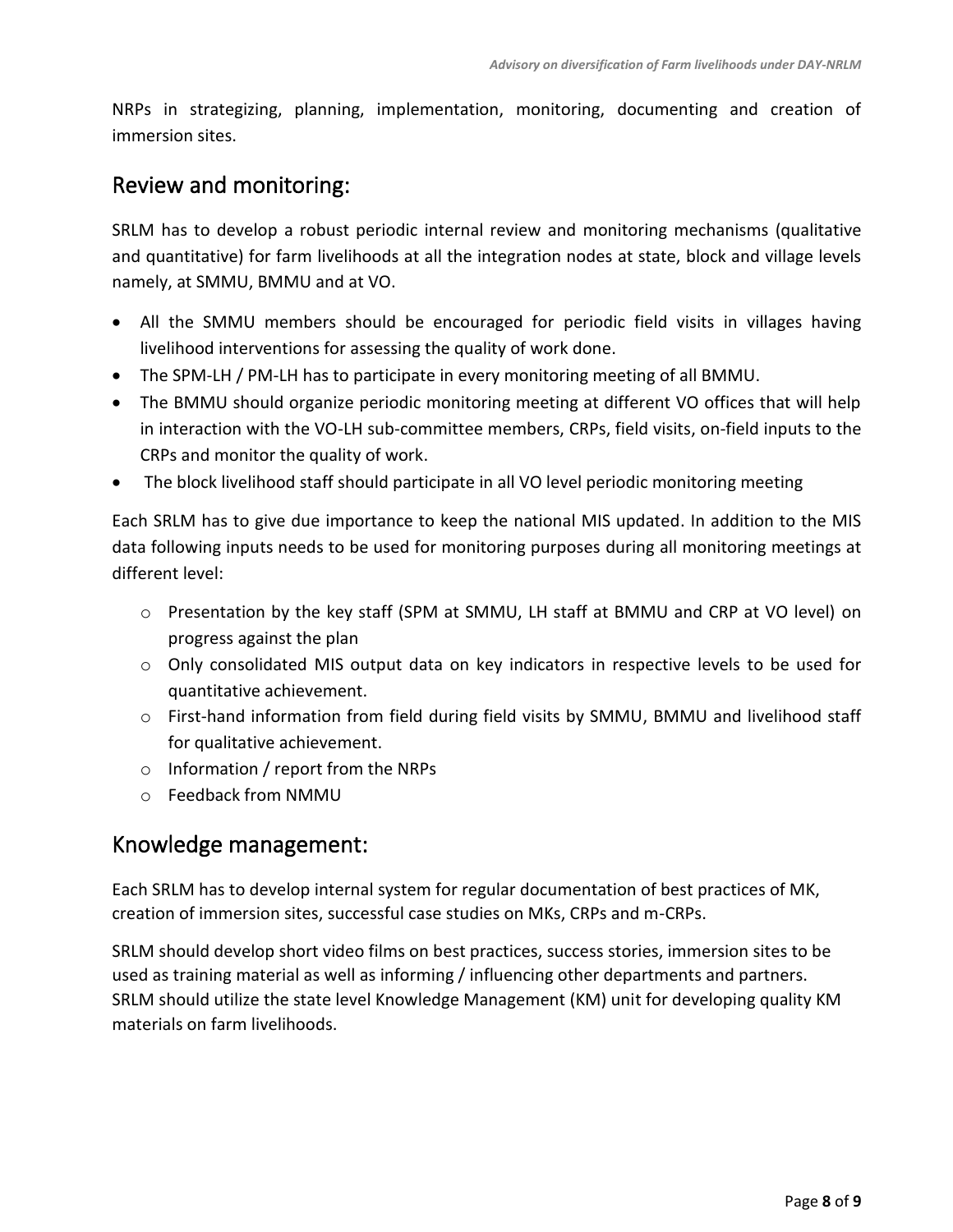NRPs in strategizing, planning, implementation, monitoring, documenting and creation of immersion sites.

## Review and monitoring:

SRLM has to develop a robust periodic internal review and monitoring mechanisms (qualitative and quantitative) for farm livelihoods at all the integration nodes at state, block and village levels namely, at SMMU, BMMU and at VO.

- All the SMMU members should be encouraged for periodic field visits in villages having livelihood interventions for assessing the quality of work done.
- The SPM-LH / PM-LH has to participate in every monitoring meeting of all BMMU.
- The BMMU should organize periodic monitoring meeting at different VO offices that will help in interaction with the VO-LH sub-committee members, CRPs, field visits, on-field inputs to the CRPs and monitor the quality of work.
- The block livelihood staff should participate in all VO level periodic monitoring meeting

Each SRLM has to give due importance to keep the national MIS updated. In addition to the MIS data following inputs needs to be used for monitoring purposes during all monitoring meetings at different level:

- Presentation by the key staff (SPM at SMMU, LH staff at BMMU and CRP at VO level) on progress against the plan
- Only consolidated MIS output data on key indicators in respective levels to be used for quantitative achievement.
- First-hand information from field during field visits by SMMU, BMMU and livelihood staff for qualitative achievement.
- Information / report from the NRPs
- Feedback from NMMU

## Knowledge management:

Each SRLM has to develop internal system for regular documentation of best practices of MK, creation of immersion sites, successful case studies on MKs, CRPs and m-CRPs.

SRLM should develop short video films on best practices, success stories, immersion sites to be used as training material as well as informing / influencing other departments and partners. SRLM should utilize the state level Knowledge Management (KM) unit for developing quality KM materials on farm livelihoods.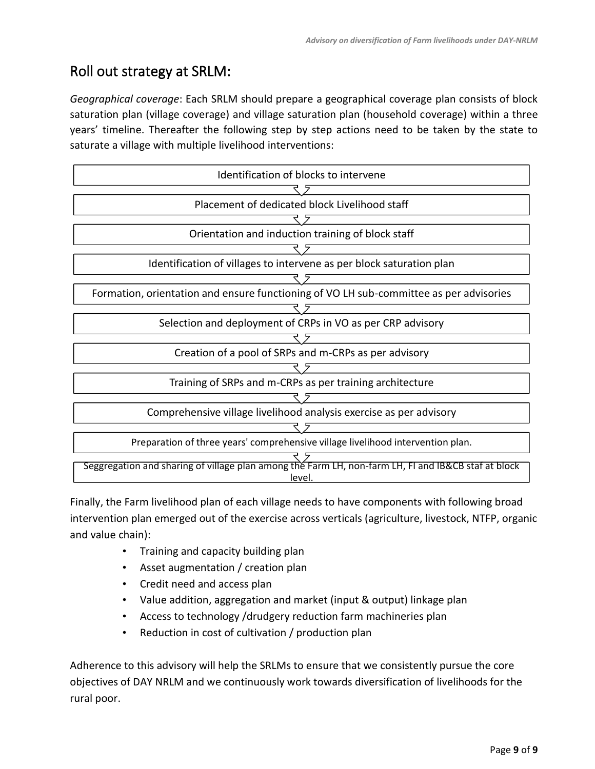## Roll out strategy at SRLM:

*Geographical coverage*: Each SRLM should prepare a geographical coverage plan consists of block saturation plan (village coverage) and village saturation plan (household coverage) within a three years' timeline. Thereafter the following step by step actions need to be taken by the state to saturate a village with multiple livelihood interventions:

Identification of blocks to intervene

↓

Placement of dedicated block Livelihood staff

↓

Orientation and induction training of block staff

↓

Identification of villages to intervene as per block saturation plan

↓

Formation, orientation and ensure functioning of VO LH sub-committee as per advisories

↓

Selection and deployment of CRPs in VO as per CRP advisory

↓

Creation of a pool of SRPs and m-CRPs as per advisory

↓

Training of SRPs and m-CRPs as per training architecture

↓

Comprehensive village livelihood analysis exercise as per advisory

↓

Preparation of three years' comprehensive village livelihood intervention plan.

↓

Seggregation and sharing of village plan among the Farm LH, non-farm LH, FI and IB&CB staf at block level.

Finally, the Farm livelihood plan of each village needs to have components with following broad intervention plan emerged out of the exercise across verticals (agriculture, livestock, NTFP, organic and value chain):

- Training and capacity building plan
- Asset augmentation / creation plan
- Credit need and access plan
- Value addition, aggregation and market (input & output) linkage plan
- Access to technology /drudgery reduction farm machineries plan
- Reduction in cost of cultivation / production plan

Adherence to this advisory will help the SRLMs to ensure that we consistently pursue the core objectives of DAY NRLM and we continuously work towards diversification of livelihoods for the rural poor.